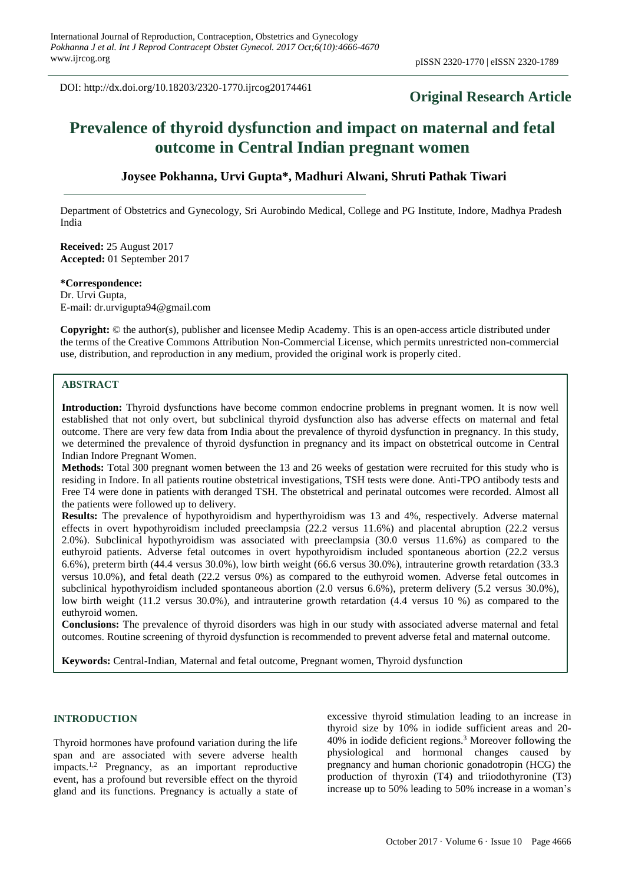DOI: http://dx.doi.org/10.18203/2320-1770.ijrcog20174461

**Original Research Article**

# Prevalence of thyroid dysfunction and impact on maternal and fetal outcome in Central Indian pregnant women

**Joysee Pokhanna, Urvi Gupta\*, Madhuri Alwani, Shruti Pathak Tiwari**

Department of Obstetrics and Gynecology, Sri Aurobindo Medical, College and PG Institute, Indore, Madhya Pradesh India

**Received:** 25 August 2017
**Accepted:** 01 September 2017

**\*Correspondence:**
Dr. Urvi Gupta,
E-mail: dr.urvigupta94@gmail.com

**Copyright:** © the author(s), publisher and licensee Medip Academy. This is an open-access article distributed under the terms of the Creative Commons Attribution Non-Commercial License, which permits unrestricted non-commercial use, distribution, and reproduction in any medium, provided the original work is properly cited.

## ABSTRACT

**Introduction:** Thyroid dysfunctions have become common endocrine problems in pregnant women. It is now well established that not only overt, but subclinical thyroid dysfunction also has adverse effects on maternal and fetal outcome. There are very few data from India about the prevalence of thyroid dysfunction in pregnancy. In this study, we determined the prevalence of thyroid dysfunction in pregnancy and its impact on obstetrical outcome in Central Indian Indore Pregnant Women.

**Methods:** Total 300 pregnant women between the 13 and 26 weeks of gestation were recruited for this study who is residing in Indore. In all patients routine obstetrical investigations, TSH tests were done. Anti-TPO antibody tests and Free T4 were done in patients with deranged TSH. The obstetrical and perinatal outcomes were recorded. Almost all the patients were followed up to delivery.

**Results:** The prevalence of hypothyroidism and hyperthyroidism was 13 and 4%, respectively. Adverse maternal effects in overt hypothyroidism included preeclampsia (22.2 versus 11.6%) and placental abruption (22.2 versus 2.0%). Subclinical hypothyroidism was associated with preeclampsia (30.0 versus 11.6%) as compared to the euthyroid patients. Adverse fetal outcomes in overt hypothyroidism included spontaneous abortion (22.2 versus 6.6%), preterm birth (44.4 versus 30.0%), low birth weight (66.6 versus 30.0%), intrauterine growth retardation (33.3 versus 10.0%), and fetal death (22.2 versus 0%) as compared to the euthyroid women. Adverse fetal outcomes in subclinical hypothyroidism included spontaneous abortion (2.0 versus 6.6%), preterm delivery (5.2 versus 30.0%), low birth weight (11.2 versus 30.0%), and intrauterine growth retardation (4.4 versus 10 %) as compared to the euthyroid women.

**Conclusions:** The prevalence of thyroid disorders was high in our study with associated adverse maternal and fetal outcomes. Routine screening of thyroid dysfunction is recommended to prevent adverse fetal and maternal outcome.

**Keywords:** Central-Indian, Maternal and fetal outcome, Pregnant women, Thyroid dysfunction

## INTRODUCTION

Thyroid hormones have profound variation during the life span and are associated with severe adverse health impacts.[1,2] Pregnancy, as an important reproductive event, has a profound but reversible effect on the thyroid gland and its functions. Pregnancy is actually a state of excessive thyroid stimulation leading to an increase in thyroid size by 10% in iodide sufficient areas and 20-40% in iodide deficient regions.[3] Moreover following the physiological and hormonal changes caused by pregnancy and human chorionic gonadotropin (HCG) the production of thyroxin (T4) and triiodothyronine (T3) increase up to 50% leading to 50% increase in a woman's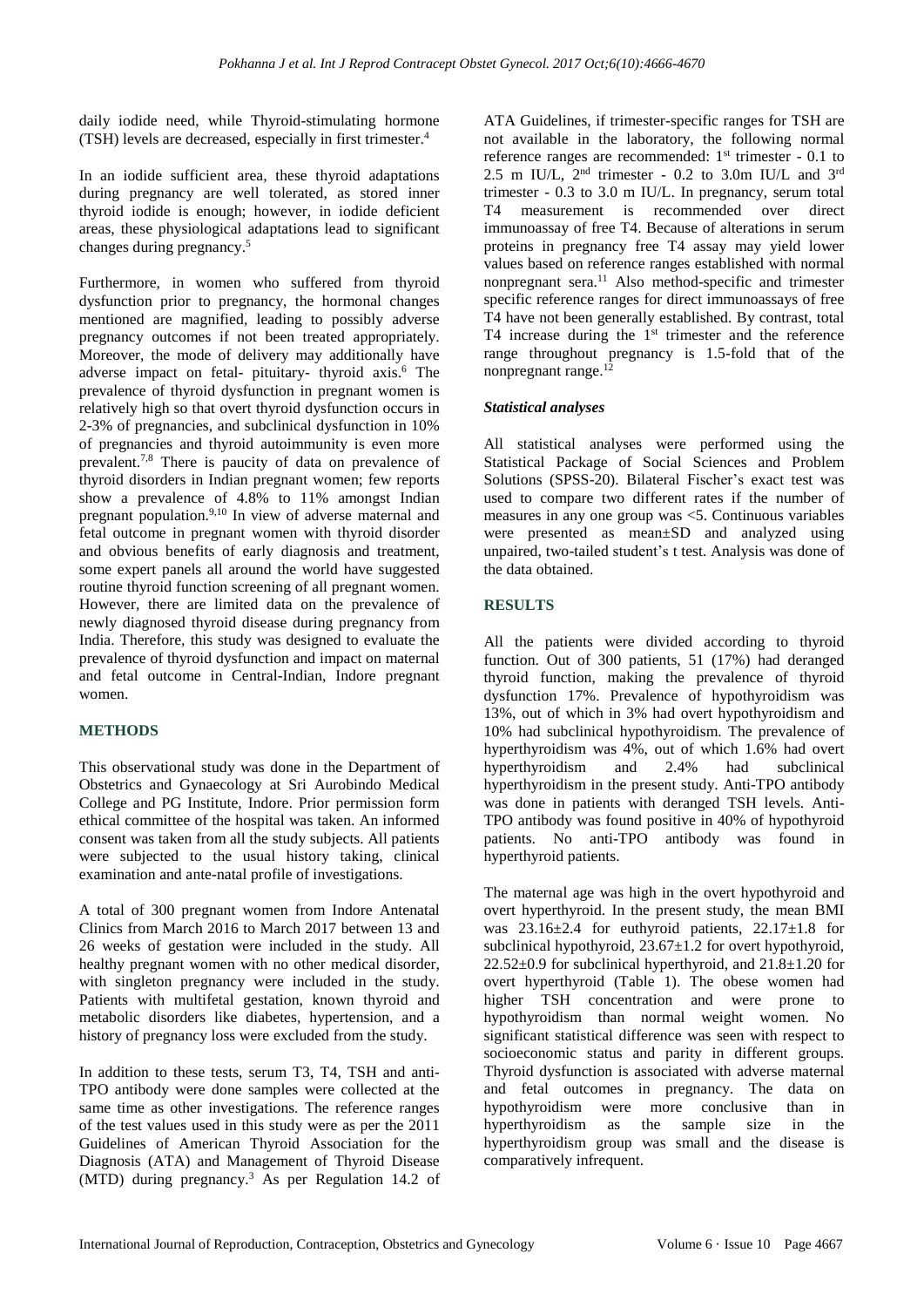daily iodide need, while Thyroid-stimulating hormone (TSH) levels are decreased, especially in first trimester.[4]

In an iodide sufficient area, these thyroid adaptations during pregnancy are well tolerated, as stored inner thyroid iodide is enough; however, in iodide deficient areas, these physiological adaptations lead to significant changes during pregnancy.[5]

Furthermore, in women who suffered from thyroid dysfunction prior to pregnancy, the hormonal changes mentioned are magnified, leading to possibly adverse pregnancy outcomes if not been treated appropriately. Moreover, the mode of delivery may additionally have adverse impact on fetal- pituitary- thyroid axis.[6] The prevalence of thyroid dysfunction in pregnant women is relatively high so that overt thyroid dysfunction occurs in 2-3% of pregnancies, and subclinical dysfunction in 10% of pregnancies and thyroid autoimmunity is even more prevalent.[7,8] There is paucity of data on prevalence of thyroid disorders in Indian pregnant women; few reports show a prevalence of 4.8% to 11% amongst Indian pregnant population.[9,10] In view of adverse maternal and fetal outcome in pregnant women with thyroid disorder and obvious benefits of early diagnosis and treatment, some expert panels all around the world have suggested routine thyroid function screening of all pregnant women. However, there are limited data on the prevalence of newly diagnosed thyroid disease during pregnancy from India. Therefore, this study was designed to evaluate the prevalence of thyroid dysfunction and impact on maternal and fetal outcome in Central-Indian, Indore pregnant women.

## METHODS

This observational study was done in the Department of Obstetrics and Gynaecology at Sri Aurobindo Medical College and PG Institute, Indore. Prior permission form ethical committee of the hospital was taken. An informed consent was taken from all the study subjects. All patients were subjected to the usual history taking, clinical examination and ante-natal profile of investigations.

A total of 300 pregnant women from Indore Antenatal Clinics from March 2016 to March 2017 between 13 and 26 weeks of gestation were included in the study. All healthy pregnant women with no other medical disorder, with singleton pregnancy were included in the study. Patients with multifetal gestation, known thyroid and metabolic disorders like diabetes, hypertension, and a history of pregnancy loss were excluded from the study.

In addition to these tests, serum T3, T4, TSH and anti-TPO antibody were done samples were collected at the same time as other investigations. The reference ranges of the test values used in this study were as per the 2011 Guidelines of American Thyroid Association for the Diagnosis (ATA) and Management of Thyroid Disease (MTD) during pregnancy.[3] As per Regulation 14.2 of ATA Guidelines, if trimester-specific ranges for TSH are not available in the laboratory, the following normal reference ranges are recommended: 1st trimester - 0.1 to 2.5 m IU/L, 2nd trimester - 0.2 to 3.0m IU/L and 3rd trimester - 0.3 to 3.0 m IU/L. In pregnancy, serum total T4 measurement is recommended over direct immunoassay of free T4. Because of alterations in serum proteins in pregnancy free T4 assay may yield lower values based on reference ranges established with normal nonpregnant sera.[11] Also method-specific and trimester specific reference ranges for direct immunoassays of free T4 have not been generally established. By contrast, total T4 increase during the 1st trimester and the reference range throughout pregnancy is 1.5-fold that of the nonpregnant range.[12]

### *Statistical analyses*

All statistical analyses were performed using the Statistical Package of Social Sciences and Problem Solutions (SPSS-20). Bilateral Fischer's exact test was used to compare two different rates if the number of measures in any one group was <5. Continuous variables were presented as mean±SD and analyzed using unpaired, two-tailed student's t test. Analysis was done of the data obtained.

## RESULTS

All the patients were divided according to thyroid function. Out of 300 patients, 51 (17%) had deranged thyroid function, making the prevalence of thyroid dysfunction 17%. Prevalence of hypothyroidism was 13%, out of which in 3% had overt hypothyroidism and 10% had subclinical hypothyroidism. The prevalence of hyperthyroidism was 4%, out of which 1.6% had overt hyperthyroidism and 2.4% had subclinical hyperthyroidism in the present study. Anti-TPO antibody was done in patients with deranged TSH levels. Anti-TPO antibody was found positive in 40% of hypothyroid patients. No anti-TPO antibody was found in hyperthyroid patients.

The maternal age was high in the overt hypothyroid and overt hyperthyroid. In the present study, the mean BMI was 23.16±2.4 for euthyroid patients, 22.17±1.8 for subclinical hypothyroid, 23.67±1.2 for overt hypothyroid, 22.52±0.9 for subclinical hyperthyroid, and 21.8±1.20 for overt hyperthyroid (Table 1). The obese women had higher TSH concentration and were prone to hypothyroidism than normal weight women. No significant statistical difference was seen with respect to socioeconomic status and parity in different groups. Thyroid dysfunction is associated with adverse maternal and fetal outcomes in pregnancy. The data on hypothyroidism were more conclusive than in hyperthyroidism as the sample size in the hyperthyroidism group was small and the disease is comparatively infrequent.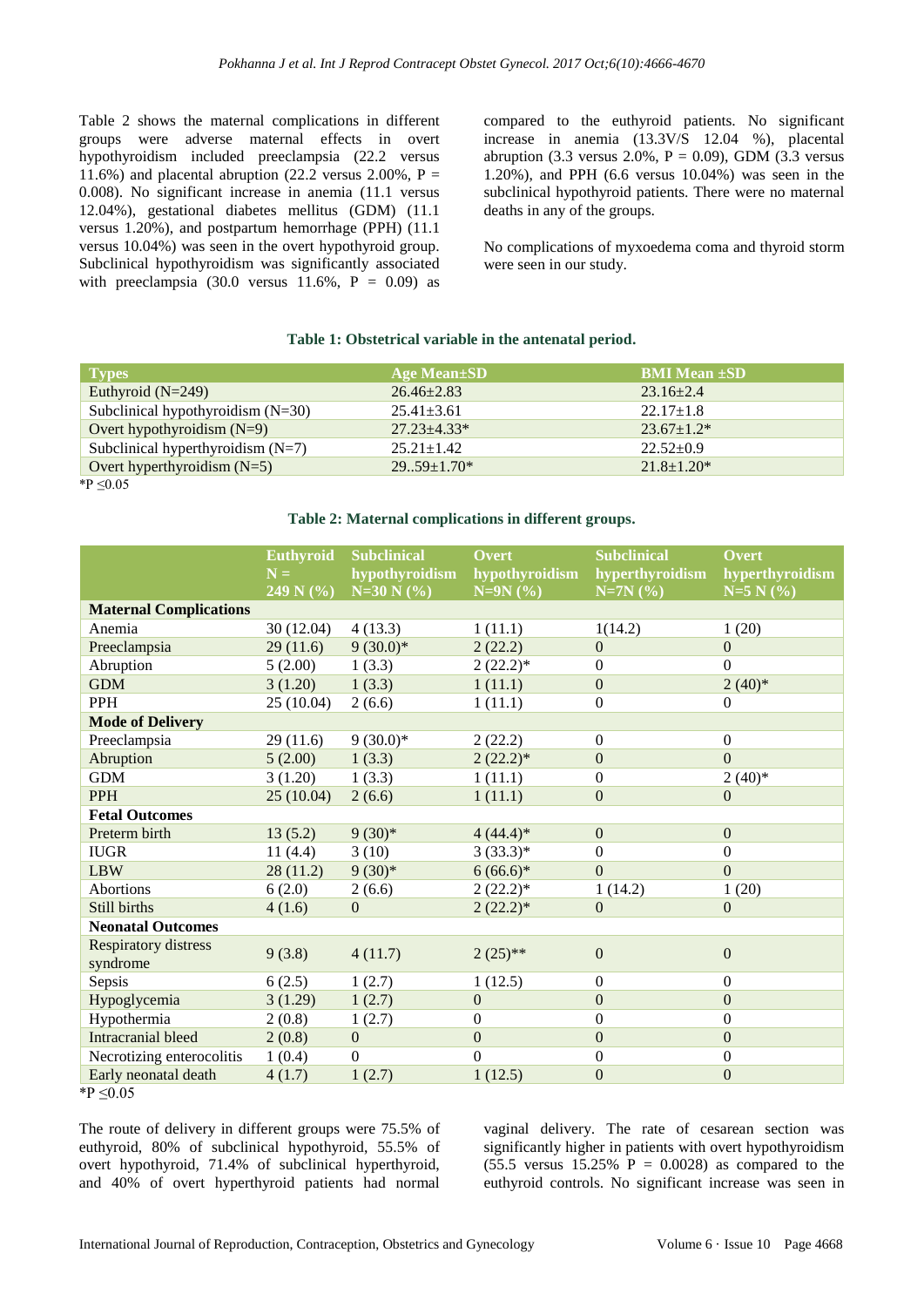Table 2 shows the maternal complications in different groups were adverse maternal effects in overt hypothyroidism included preeclampsia (22.2 versus 11.6%) and placental abruption (22.2 versus 2.00%, P = 0.008). No significant increase in anemia (11.1 versus 12.04%), gestational diabetes mellitus (GDM) (11.1 versus 1.20%), and postpartum hemorrhage (PPH) (11.1 versus 10.04%) was seen in the overt hypothyroid group. Subclinical hypothyroidism was significantly associated with preeclampsia (30.0 versus 11.6%, P = 0.09) as compared to the euthyroid patients. No significant increase in anemia (13.3V/S 12.04 %), placental abruption (3.3 versus 2.0%, P = 0.09), GDM (3.3 versus 1.20%), and PPH (6.6 versus 10.04%) was seen in the subclinical hypothyroid patients. There were no maternal deaths in any of the groups.

No complications of myxoedema coma and thyroid storm were seen in our study.

**Table 1: Obstetrical variable in the antenatal period.**

| Types | Age Mean±SD | BMI Mean ±SD |
|---|---|---|
| Euthyroid (N=249) | 26.46±2.83 | 23.16±2.4 |
| Subclinical hypothyroidism (N=30) | 25.41±3.61 | 22.17±1.8 |
| Overt hypothyroidism (N=9) | 27.23±4.33* | 23.67±1.2* |
| Subclinical hyperthyroidism (N=7) | 25.21±1.42 | 22.52±0.9 |
| Overt hyperthyroidism (N=5) | 29..59±1.70* | 21.8±1.20* |

*P ≤0.05

**Table 2: Maternal complications in different groups.**

| | Euthyroid N = 249 N (%) | Subclinical hypothyroidism N=30 N (%) | Overt hypothyroidism N=9N (%) | Subclinical hyperthyroidism N=7N (%) | Overt hyperthyroidism N=5 N (%) |
|---|---|---|---|---|---|
| **Maternal Complications** | | | | | |
| Anemia | 30 (12.04) | 4 (13.3) | 1 (11.1) | 1(14.2) | 1 (20) |
| Preeclampsia | 29 (11.6) | 9 (30.0)* | 2 (22.2) | 0 | 0 |
| Abruption | 5 (2.00) | 1 (3.3) | 2 (22.2)* | 0 | 0 |
| GDM | 3 (1.20) | 1 (3.3) | 1 (11.1) | 0 | 2 (40)* |
| PPH | 25 (10.04) | 2 (6.6) | 1 (11.1) | 0 | 0 |
| **Mode of Delivery** | | | | | |
| Preeclampsia | 29 (11.6) | 9 (30.0)* | 2 (22.2) | 0 | 0 |
| Abruption | 5 (2.00) | 1 (3.3) | 2 (22.2)* | 0 | 0 |
| GDM | 3 (1.20) | 1 (3.3) | 1 (11.1) | 0 | 2 (40)* |
| PPH | 25 (10.04) | 2 (6.6) | 1 (11.1) | 0 | 0 |
| **Fetal Outcomes** | | | | | |
| Preterm birth | 13 (5.2) | 9 (30)* | 4 (44.4)* | 0 | 0 |
| IUGR | 11 (4.4) | 3 (10) | 3 (33.3)* | 0 | 0 |
| LBW | 28 (11.2) | 9 (30)* | 6 (66.6)* | 0 | 0 |
| Abortions | 6 (2.0) | 2 (6.6) | 2 (22.2)* | 1 (14.2) | 1 (20) |
| Still births | 4 (1.6) | 0 | 2 (22.2)* | 0 | 0 |
| **Neonatal Outcomes** | | | | | |
| Respiratory distress syndrome | 9 (3.8) | 4 (11.7) | 2 (25)** | 0 | 0 |
| Sepsis | 6 (2.5) | 1 (2.7) | 1 (12.5) | 0 | 0 |
| Hypoglycemia | 3 (1.29) | 1 (2.7) | 0 | 0 | 0 |
| Hypothermia | 2 (0.8) | 1 (2.7) | 0 | 0 | 0 |
| Intracranial bleed | 2 (0.8) | 0 | 0 | 0 | 0 |
| Necrotizing enterocolitis | 1 (0.4) | 0 | 0 | 0 | 0 |
| Early neonatal death | 4 (1.7) | 1 (2.7) | 1 (12.5) | 0 | 0 |

*P ≤0.05

The route of delivery in different groups were 75.5% of euthyroid, 80% of subclinical hypothyroid, 55.5% of overt hypothyroid, 71.4% of subclinical hyperthyroid, and 40% of overt hyperthyroid patients had normal vaginal delivery. The rate of cesarean section was significantly higher in patients with overt hypothyroidism (55.5 versus 15.25% P = 0.0028) as compared to the euthyroid controls. No significant increase was seen in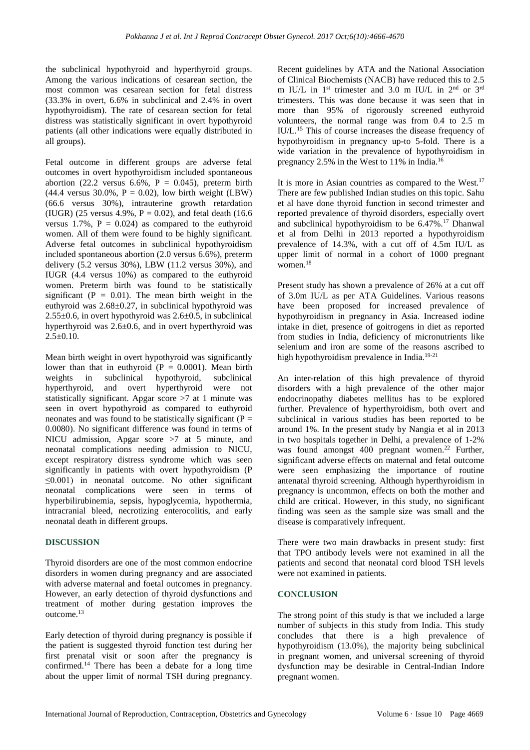the subclinical hypothyroid and hyperthyroid groups. Among the various indications of cesarean section, the most common was cesarean section for fetal distress (33.3% in overt, 6.6% in subclinical and 2.4% in overt hypothyroidism). The rate of cesarean section for fetal distress was statistically significant in overt hypothyroid patients (all other indications were equally distributed in all groups).

Fetal outcome in different groups are adverse fetal outcomes in overt hypothyroidism included spontaneous abortion (22.2 versus 6.6%, $P = 0.045$), preterm birth (44.4 versus 30.0%, $P = 0.02$), low birth weight (LBW) (66.6 versus 30%), intrauterine growth retardation (IUGR) (25 versus 4.9%, $P = 0.02$), and fetal death (16.6 versus 1.7%, $P = 0.024$) as compared to the euthyroid women. All of them were found to be highly significant. Adverse fetal outcomes in subclinical hypothyroidism included spontaneous abortion (2.0 versus 6.6%), preterm delivery (5.2 versus 30%), LBW (11.2 versus 30%), and IUGR (4.4 versus 10%) as compared to the euthyroid women. Preterm birth was found to be statistically significant ($P = 0.01$). The mean birth weight in the euthyroid was 2.68±0.27, in subclinical hypothyroid was 2.55±0.6, in overt hypothyroid was 2.6±0.5, in subclinical hyperthyroid was 2.6±0.6, and in overt hyperthyroid was 2.5±0.10.

Mean birth weight in overt hypothyroid was significantly lower than that in euthyroid ($P = 0.0001$). Mean birth weights in subclinical hypothyroid, subclinical hyperthyroid, and overt hyperthyroid were not statistically significant. Apgar score >7 at 1 minute was seen in overt hypothyroid as compared to euthyroid neonates and was found to be statistically significant ($P = 0.0080$). No significant difference was found in terms of NICU admission, Apgar score >7 at 5 minute, and neonatal complications needing admission to NICU, except respiratory distress syndrome which was seen significantly in patients with overt hypothyroidism ($P \leq 0.001$) in neonatal outcome. No other significant neonatal complications were seen in terms of hyperbilirubinemia, sepsis, hypoglycemia, hypothermia, intracranial bleed, necrotizing enterocolitis, and early neonatal death in different groups.

## DISCUSSION

Thyroid disorders are one of the most common endocrine disorders in women during pregnancy and are associated with adverse maternal and foetal outcomes in pregnancy. However, an early detection of thyroid dysfunctions and treatment of mother during gestation improves the outcome.[13]

Early detection of thyroid during pregnancy is possible if the patient is suggested thyroid function test during her first prenatal visit or soon after the pregnancy is confirmed.[14] There has been a debate for a long time about the upper limit of normal TSH during pregnancy. Recent guidelines by ATA and the National Association of Clinical Biochemists (NACB) have reduced this to 2.5 m IU/L in 1st trimester and 3.0 m IU/L in 2nd or 3rd trimesters. This was done because it was seen that in more than 95% of rigorously screened euthyroid volunteers, the normal range was from 0.4 to 2.5 m IU/L.[15] This of course increases the disease frequency of hypothyroidism in pregnancy up-to 5-fold. There is a wide variation in the prevalence of hypothyroidism in pregnancy 2.5% in the West to 11% in India.[16]

It is more in Asian countries as compared to the West.[17] There are few published Indian studies on this topic. Sahu et al have done thyroid function in second trimester and reported prevalence of thyroid disorders, especially overt and subclinical hypothyroidism to be 6.47%.[17] Dhanwal et al from Delhi in 2013 reported a hypothyroidism prevalence of 14.3%, with a cut off of 4.5m IU/L as upper limit of normal in a cohort of 1000 pregnant women.[18]

Present study has shown a prevalence of 26% at a cut off of 3.0m IU/L as per ATA Guidelines. Various reasons have been proposed for increased prevalence of hypothyroidism in pregnancy in Asia. Increased iodine intake in diet, presence of goitrogens in diet as reported from studies in India, deficiency of micronutrients like selenium and iron are some of the reasons ascribed to high hypothyroidism prevalence in India.[19-21]

An inter-relation of this high prevalence of thyroid disorders with a high prevalence of the other major endocrinopathy diabetes mellitus has to be explored further. Prevalence of hyperthyroidism, both overt and subclinical in various studies has been reported to be around 1%. In the present study by Nangia et al in 2013 in two hospitals together in Delhi, a prevalence of 1-2% was found amongst 400 pregnant women.[22] Further, significant adverse effects on maternal and fetal outcome were seen emphasizing the importance of routine antenatal thyroid screening. Although hyperthyroidism in pregnancy is uncommon, effects on both the mother and child are critical. However, in this study, no significant finding was seen as the sample size was small and the disease is comparatively infrequent.

There were two main drawbacks in present study: first that TPO antibody levels were not examined in all the patients and second that neonatal cord blood TSH levels were not examined in patients.

## CONCLUSION

The strong point of this study is that we included a large number of subjects in this study from India. This study concludes that there is a high prevalence of hypothyroidism (13.0%), the majority being subclinical in pregnant women, and universal screening of thyroid dysfunction may be desirable in Central-Indian Indore pregnant women.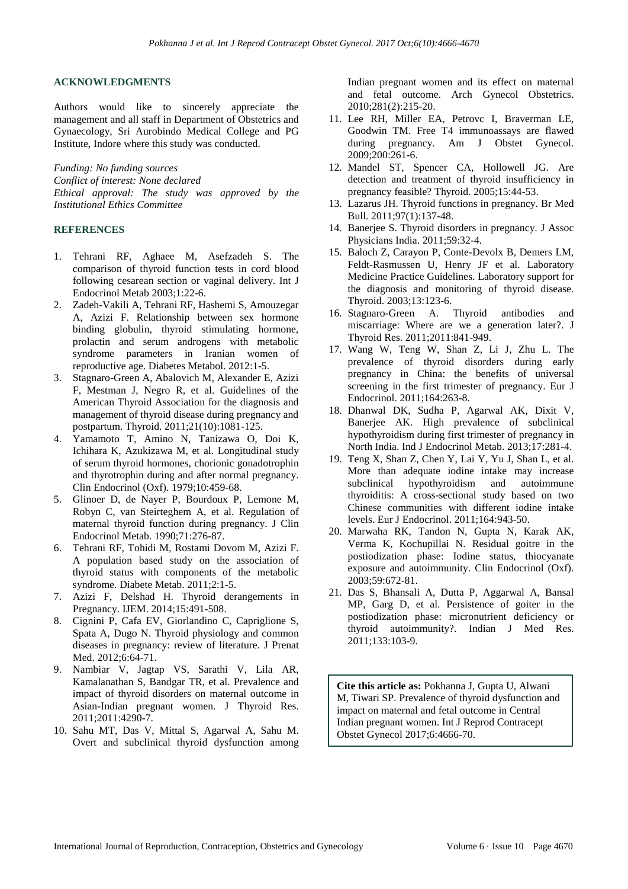## ACKNOWLEDGMENTS

Authors would like to sincerely appreciate the management and all staff in Department of Obstetrics and Gynaecology, Sri Aurobindo Medical College and PG Institute, Indore where this study was conducted.

*Funding: No funding sources*
*Conflict of interest: None declared*
*Ethical approval: The study was approved by the Institutional Ethics Committee*

## REFERENCES

1. Tehrani RF, Aghaee M, Asefzadeh S. The comparison of thyroid function tests in cord blood following cesarean section or vaginal delivery. Int J Endocrinol Metab 2003;1:22-6.
2. Zadeh-Vakili A, Tehrani RF, Hashemi S, Amouzegar A, Azizi F. Relationship between sex hormone binding globulin, thyroid stimulating hormone, prolactin and serum androgens with metabolic syndrome parameters in Iranian women of reproductive age. Diabetes Metabol. 2012:1-5.
3. Stagnaro-Green A, Abalovich M, Alexander E, Azizi F, Mestman J, Negro R, et al. Guidelines of the American Thyroid Association for the diagnosis and management of thyroid disease during pregnancy and postpartum. Thyroid. 2011;21(10):1081-125.
4. Yamamoto T, Amino N, Tanizawa O, Doi K, Ichihara K, Azukizawa M, et al. Longitudinal study of serum thyroid hormones, chorionic gonadotrophin and thyrotrophin during and after normal pregnancy. Clin Endocrinol (Oxf). 1979;10:459-68.
5. Glinoer D, de Nayer P, Bourdoux P, Lemone M, Robyn C, van Steirteghem A, et al. Regulation of maternal thyroid function during pregnancy. J Clin Endocrinol Metab. 1990;71:276-87.
6. Tehrani RF, Tohidi M, Rostami Dovom M, Azizi F. A population based study on the association of thyroid status with components of the metabolic syndrome. Diabete Metab. 2011;2:1-5.
7. Azizi F, Delshad H. Thyroid derangements in Pregnancy. IJEM. 2014;15:491-508.
8. Cignini P, Cafa EV, Giorlandino C, Capriglione S, Spata A, Dugo N. Thyroid physiology and common diseases in pregnancy: review of literature. J Prenat Med. 2012;6:64-71.
9. Nambiar V, Jagtap VS, Sarathi V, Lila AR, Kamalanathan S, Bandgar TR, et al. Prevalence and impact of thyroid disorders on maternal outcome in Asian-Indian pregnant women. J Thyroid Res. 2011;2011:4290-7.
10. Sahu MT, Das V, Mittal S, Agarwal A, Sahu M. Overt and subclinical thyroid dysfunction among Indian pregnant women and its effect on maternal and fetal outcome. Arch Gynecol Obstetrics. 2010;281(2):215-20.
11. Lee RH, Miller EA, Petrovc I, Braverman LE, Goodwin TM. Free T4 immunoassays are flawed during pregnancy. Am J Obstet Gynecol. 2009;200:261-6.
12. Mandel ST, Spencer CA, Hollowell JG. Are detection and treatment of thyroid insufficiency in pregnancy feasible? Thyroid. 2005;15:44-53.
13. Lazarus JH. Thyroid functions in pregnancy. Br Med Bull. 2011;97(1):137-48.
14. Banerjee S. Thyroid disorders in pregnancy. J Assoc Physicians India. 2011;59:32-4.
15. Baloch Z, Carayon P, Conte-Devolx B, Demers LM, Feldt-Rasmussen U, Henry JF et al. Laboratory Medicine Practice Guidelines. Laboratory support for the diagnosis and monitoring of thyroid disease. Thyroid. 2003;13:123-6.
16. Stagnaro-Green A. Thyroid antibodies and miscarriage: Where are we a generation later?. J Thyroid Res. 2011;2011:841-949.
17. Wang W, Teng W, Shan Z, Li J, Zhu L. The prevalence of thyroid disorders during early pregnancy in China: the benefits of universal screening in the first trimester of pregnancy. Eur J Endocrinol. 2011;164:263-8.
18. Dhanwal DK, Sudha P, Agarwal AK, Dixit V, Banerjee AK. High prevalence of subclinical hypothyroidism during first trimester of pregnancy in North India. Ind J Endocrinol Metab. 2013;17:281-4.
19. Teng X, Shan Z, Chen Y, Lai Y, Yu J, Shan L, et al. More than adequate iodine intake may increase subclinical hypothyroidism and autoimmune thyroiditis: A cross-sectional study based on two Chinese communities with different iodine intake levels. Eur J Endocrinol. 2011;164:943-50.
20. Marwaha RK, Tandon N, Gupta N, Karak AK, Verma K, Kochupillai N. Residual goitre in the postiodization phase: Iodine status, thiocyanate exposure and autoimmunity. Clin Endocrinol (Oxf). 2003;59:672-81.
21. Das S, Bhansali A, Dutta P, Aggarwal A, Bansal MP, Garg D, et al. Persistence of goiter in the postiodization phase: micronutrient deficiency or thyroid autoimmunity?. Indian J Med Res. 2011;133:103-9.

**Cite this article as:** Pokhanna J, Gupta U, Alwani M, Tiwari SP. Prevalence of thyroid dysfunction and impact on maternal and fetal outcome in Central Indian pregnant women. Int J Reprod Contracept Obstet Gynecol 2017;6:4666-70.